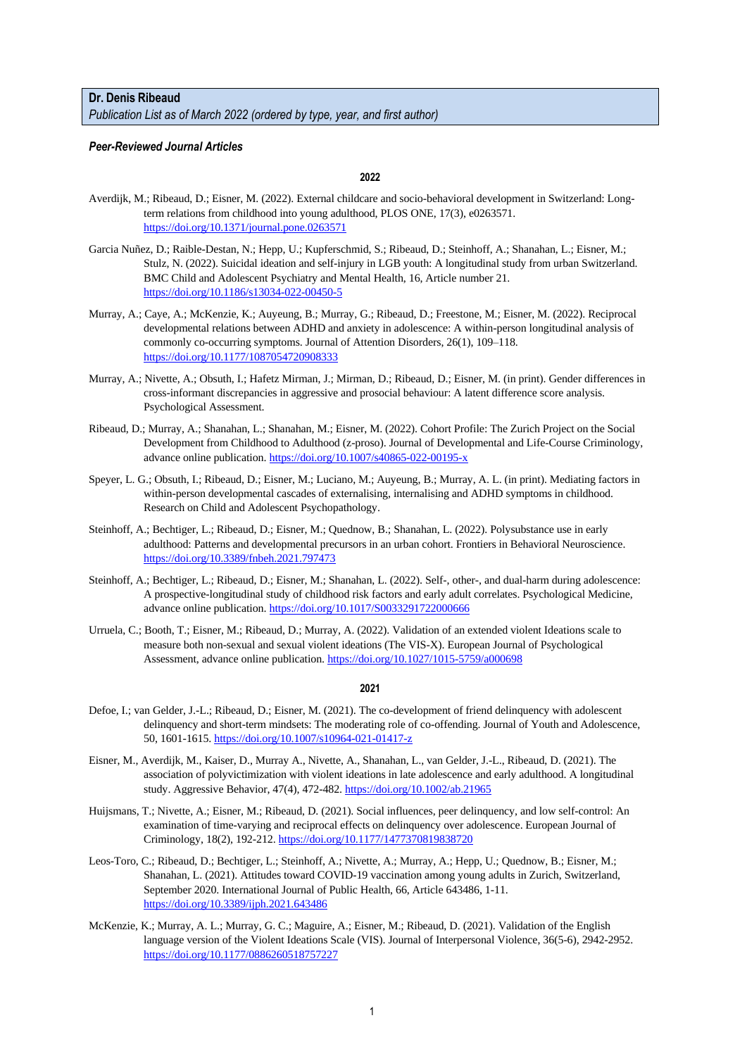**Dr. Denis Ribeaud**

*Publication List as of March 2022 (ordered by type, year, and first author)*

### *Peer-Reviewed Journal Articles*

#### 2022

Averdijk, M.; Ribeaud, D.; Eisner, M. (2022). External childcare and socio-behavioral development in Switzerland: Long-term relations from childhood into young adulthood, PLOS ONE, 17(3), e0263571. https://doi.org/10.1371/journal.pone.0263571

Garcia Nuñez, D.; Raible-Destan, N.; Hepp, U.; Kupferschmid, S.; Ribeaud, D.; Steinhoff, A.; Shanahan, L.; Eisner, M.; Stulz, N. (2022). Suicidal ideation and self-injury in LGB youth: A longitudinal study from urban Switzerland. BMC Child and Adolescent Psychiatry and Mental Health, 16, Article number 21. https://doi.org/10.1186/s13034-022-00450-5

Murray, A.; Caye, A.; McKenzie, K.; Auyeung, B.; Murray, G.; Ribeaud, D.; Freestone, M.; Eisner, M. (2022). Reciprocal developmental relations between ADHD and anxiety in adolescence: A within-person longitudinal analysis of commonly co-occurring symptoms. Journal of Attention Disorders, 26(1), 109–118. https://doi.org/10.1177/1087054720908333

Murray, A.; Nivette, A.; Obsuth, I.; Hafetz Mirman, J.; Mirman, D.; Ribeaud, D.; Eisner, M. (in print). Gender differences in cross-informant discrepancies in aggressive and prosocial behaviour: A latent difference score analysis. Psychological Assessment.

Ribeaud, D.; Murray, A.; Shanahan, L.; Shanahan, M.; Eisner, M. (2022). Cohort Profile: The Zurich Project on the Social Development from Childhood to Adulthood (z-proso). Journal of Developmental and Life-Course Criminology, advance online publication. https://doi.org/10.1007/s40865-022-00195-x

Speyer, L. G.; Obsuth, I.; Ribeaud, D.; Eisner, M.; Luciano, M.; Auyeung, B.; Murray, A. L. (in print). Mediating factors in within-person developmental cascades of externalising, internalising and ADHD symptoms in childhood. Research on Child and Adolescent Psychopathology.

Steinhoff, A.; Bechtiger, L.; Ribeaud, D.; Eisner, M.; Quednow, B.; Shanahan, L. (2022). Polysubstance use in early adulthood: Patterns and developmental precursors in an urban cohort. Frontiers in Behavioral Neuroscience. https://doi.org/10.3389/fnbeh.2021.797473

Steinhoff, A.; Bechtiger, L.; Ribeaud, D.; Eisner, M.; Shanahan, L. (2022). Self-, other-, and dual-harm during adolescence: A prospective-longitudinal study of childhood risk factors and early adult correlates. Psychological Medicine, advance online publication. https://doi.org/10.1017/S0033291722000666

Urruela, C.; Booth, T.; Eisner, M.; Ribeaud, D.; Murray, A. (2022). Validation of an extended violent Ideations scale to measure both non-sexual and sexual violent ideations (The VIS-X). European Journal of Psychological Assessment, advance online publication. https://doi.org/10.1027/1015-5759/a000698

#### 2021

Defoe, I.; van Gelder, J.-L.; Ribeaud, D.; Eisner, M. (2021). The co-development of friend delinquency with adolescent delinquency and short-term mindsets: The moderating role of co-offending. Journal of Youth and Adolescence, 50, 1601-1615. https://doi.org/10.1007/s10964-021-01417-z

Eisner, M., Averdijk, M., Kaiser, D., Murray A., Nivette, A., Shanahan, L., van Gelder, J.-L., Ribeaud, D. (2021). The association of polyvictimization with violent ideations in late adolescence and early adulthood. A longitudinal study. Aggressive Behavior, 47(4), 472-482. https://doi.org/10.1002/ab.21965

Huijsmans, T.; Nivette, A.; Eisner, M.; Ribeaud, D. (2021). Social influences, peer delinquency, and low self-control: An examination of time-varying and reciprocal effects on delinquency over adolescence. European Journal of Criminology, 18(2), 192-212. https://doi.org/10.1177/1477370819838720

Leos-Toro, C.; Ribeaud, D.; Bechtiger, L.; Steinhoff, A.; Nivette, A.; Murray, A.; Hepp, U.; Quednow, B.; Eisner, M.; Shanahan, L. (2021). Attitudes toward COVID-19 vaccination among young adults in Zurich, Switzerland, September 2020. International Journal of Public Health, 66, Article 643486, 1-11. https://doi.org/10.3389/ijph.2021.643486

McKenzie, K.; Murray, A. L.; Murray, G. C.; Maguire, A.; Eisner, M.; Ribeaud, D. (2021). Validation of the English language version of the Violent Ideations Scale (VIS). Journal of Interpersonal Violence, 36(5-6), 2942-2952. https://doi.org/10.1177/0886260518757227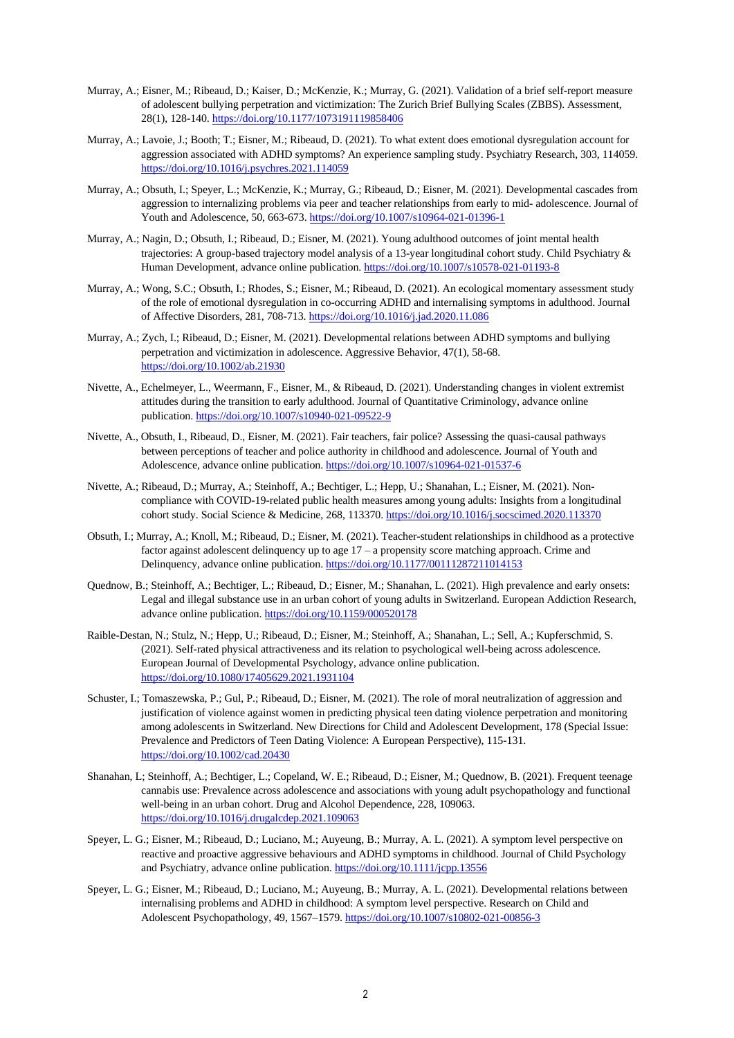Murray, A.; Eisner, M.; Ribeaud, D.; Kaiser, D.; McKenzie, K.; Murray, G. (2021). Validation of a brief self-report measure of adolescent bullying perpetration and victimization: The Zurich Brief Bullying Scales (ZBBS). Assessment, 28(1), 128-140. https://doi.org/10.1177/1073191119858406

Murray, A.; Lavoie, J.; Booth; T.; Eisner, M.; Ribeaud, D. (2021). To what extent does emotional dysregulation account for aggression associated with ADHD symptoms? An experience sampling study. Psychiatry Research, 303, 114059. https://doi.org/10.1016/j.psychres.2021.114059

Murray, A.; Obsuth, I.; Speyer, L.; McKenzie, K.; Murray, G.; Ribeaud, D.; Eisner, M. (2021). Developmental cascades from aggression to internalizing problems via peer and teacher relationships from early to mid- adolescence. Journal of Youth and Adolescence, 50, 663-673. https://doi.org/10.1007/s10964-021-01396-1

Murray, A.; Nagin, D.; Obsuth, I.; Ribeaud, D.; Eisner, M. (2021). Young adulthood outcomes of joint mental health trajectories: A group-based trajectory model analysis of a 13-year longitudinal cohort study. Child Psychiatry & Human Development, advance online publication. https://doi.org/10.1007/s10578-021-01193-8

Murray, A.; Wong, S.C.; Obsuth, I.; Rhodes, S.; Eisner, M.; Ribeaud, D. (2021). An ecological momentary assessment study of the role of emotional dysregulation in co-occurring ADHD and internalising symptoms in adulthood. Journal of Affective Disorders, 281, 708-713. https://doi.org/10.1016/j.jad.2020.11.086

Murray, A.; Zych, I.; Ribeaud, D.; Eisner, M. (2021). Developmental relations between ADHD symptoms and bullying perpetration and victimization in adolescence. Aggressive Behavior, 47(1), 58-68. https://doi.org/10.1002/ab.21930

Nivette, A., Echelmeyer, L., Weermann, F., Eisner, M., & Ribeaud, D. (2021). Understanding changes in violent extremist attitudes during the transition to early adulthood. Journal of Quantitative Criminology, advance online publication. https://doi.org/10.1007/s10940-021-09522-9

Nivette, A., Obsuth, I., Ribeaud, D., Eisner, M. (2021). Fair teachers, fair police? Assessing the quasi-causal pathways between perceptions of teacher and police authority in childhood and adolescence. Journal of Youth and Adolescence, advance online publication. https://doi.org/10.1007/s10964-021-01537-6

Nivette, A.; Ribeaud, D.; Murray, A.; Steinhoff, A.; Bechtiger, L.; Hepp, U.; Shanahan, L.; Eisner, M. (2021). Non-compliance with COVID-19-related public health measures among young adults: Insights from a longitudinal cohort study. Social Science & Medicine, 268, 113370. https://doi.org/10.1016/j.socscimed.2020.113370

Obsuth, I.; Murray, A.; Knoll, M.; Ribeaud, D.; Eisner, M. (2021). Teacher-student relationships in childhood as a protective factor against adolescent delinquency up to age 17 – a propensity score matching approach. Crime and Delinquency, advance online publication. https://doi.org/10.1177/00111287211014153

Quednow, B.; Steinhoff, A.; Bechtiger, L.; Ribeaud, D.; Eisner, M.; Shanahan, L. (2021). High prevalence and early onsets: Legal and illegal substance use in an urban cohort of young adults in Switzerland. European Addiction Research, advance online publication. https://doi.org/10.1159/000520178

Raible-Destan, N.; Stulz, N.; Hepp, U.; Ribeaud, D.; Eisner, M.; Steinhoff, A.; Shanahan, L.; Sell, A.; Kupferschmid, S. (2021). Self-rated physical attractiveness and its relation to psychological well-being across adolescence. European Journal of Developmental Psychology, advance online publication. https://doi.org/10.1080/17405629.2021.1931104

Schuster, I.; Tomaszewska, P.; Gul, P.; Ribeaud, D.; Eisner, M. (2021). The role of moral neutralization of aggression and justification of violence against women in predicting physical teen dating violence perpetration and monitoring among adolescents in Switzerland. New Directions for Child and Adolescent Development, 178 (Special Issue: Prevalence and Predictors of Teen Dating Violence: A European Perspective), 115-131. https://doi.org/10.1002/cad.20430

Shanahan, L; Steinhoff, A.; Bechtiger, L.; Copeland, W. E.; Ribeaud, D.; Eisner, M.; Quednow, B. (2021). Frequent teenage cannabis use: Prevalence across adolescence and associations with young adult psychopathology and functional well-being in an urban cohort. Drug and Alcohol Dependence, 228, 109063. https://doi.org/10.1016/j.drugalcdep.2021.109063

Speyer, L. G.; Eisner, M.; Ribeaud, D.; Luciano, M.; Auyeung, B.; Murray, A. L. (2021). A symptom level perspective on reactive and proactive aggressive behaviours and ADHD symptoms in childhood. Journal of Child Psychology and Psychiatry, advance online publication. https://doi.org/10.1111/jcpp.13556

Speyer, L. G.; Eisner, M.; Ribeaud, D.; Luciano, M.; Auyeung, B.; Murray, A. L. (2021). Developmental relations between internalising problems and ADHD in childhood: A symptom level perspective. Research on Child and Adolescent Psychopathology, 49, 1567–1579. https://doi.org/10.1007/s10802-021-00856-3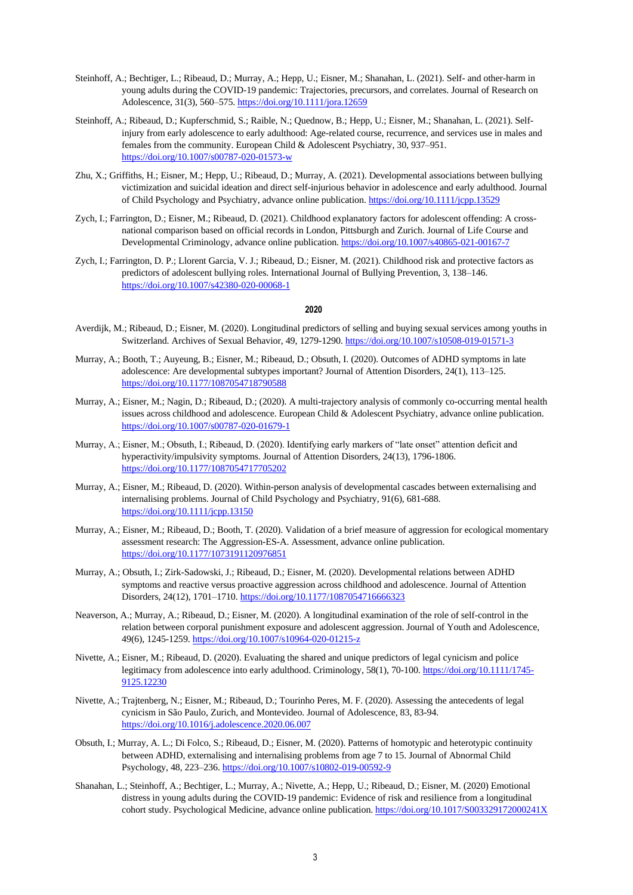Steinhoff, A.; Bechtiger, L.; Ribeaud, D.; Murray, A.; Hepp, U.; Eisner, M.; Shanahan, L. (2021). Self- and other-harm in young adults during the COVID-19 pandemic: Trajectories, precursors, and correlates. Journal of Research on Adolescence, 31(3), 560–575. https://doi.org/10.1111/jora.12659

Steinhoff, A.; Ribeaud, D.; Kupferschmid, S.; Raible, N.; Quednow, B.; Hepp, U.; Eisner, M.; Shanahan, L. (2021). Self-injury from early adolescence to early adulthood: Age-related course, recurrence, and services use in males and females from the community. European Child & Adolescent Psychiatry, 30, 937–951. https://doi.org/10.1007/s00787-020-01573-w

Zhu, X.; Griffiths, H.; Eisner, M.; Hepp, U.; Ribeaud, D.; Murray, A. (2021). Developmental associations between bullying victimization and suicidal ideation and direct self-injurious behavior in adolescence and early adulthood. Journal of Child Psychology and Psychiatry, advance online publication. https://doi.org/10.1111/jcpp.13529

Zych, I.; Farrington, D.; Eisner, M.; Ribeaud, D. (2021). Childhood explanatory factors for adolescent offending: A cross-national comparison based on official records in London, Pittsburgh and Zurich. Journal of Life Course and Developmental Criminology, advance online publication. https://doi.org/10.1007/s40865-021-00167-7

Zych, I.; Farrington, D. P.; Llorent Garcia, V. J.; Ribeaud, D.; Eisner, M. (2021). Childhood risk and protective factors as predictors of adolescent bullying roles. International Journal of Bullying Prevention, 3, 138–146. https://doi.org/10.1007/s42380-020-00068-1

## 2020

Averdijk, M.; Ribeaud, D.; Eisner, M. (2020). Longitudinal predictors of selling and buying sexual services among youths in Switzerland. Archives of Sexual Behavior, 49, 1279-1290. https://doi.org/10.1007/s10508-019-01571-3

Murray, A.; Booth, T.; Auyeung, B.; Eisner, M.; Ribeaud, D.; Obsuth, I. (2020). Outcomes of ADHD symptoms in late adolescence: Are developmental subtypes important? Journal of Attention Disorders, 24(1), 113–125. https://doi.org/10.1177/1087054718790588

Murray, A.; Eisner, M.; Nagin, D.; Ribeaud, D.; (2020). A multi-trajectory analysis of commonly co-occurring mental health issues across childhood and adolescence. European Child & Adolescent Psychiatry, advance online publication. https://doi.org/10.1007/s00787-020-01679-1

Murray, A.; Eisner, M.; Obsuth, I.; Ribeaud, D. (2020). Identifying early markers of "late onset" attention deficit and hyperactivity/impulsivity symptoms. Journal of Attention Disorders, 24(13), 1796-1806. https://doi.org/10.1177/1087054717705202

Murray, A.; Eisner, M.; Ribeaud, D. (2020). Within-person analysis of developmental cascades between externalising and internalising problems. Journal of Child Psychology and Psychiatry, 91(6), 681-688. https://doi.org/10.1111/jcpp.13150

Murray, A.; Eisner, M.; Ribeaud, D.; Booth, T. (2020). Validation of a brief measure of aggression for ecological momentary assessment research: The Aggression-ES-A. Assessment, advance online publication. https://doi.org/10.1177/1073191120976851

Murray, A.; Obsuth, I.; Zirk-Sadowski, J.; Ribeaud, D.; Eisner, M. (2020). Developmental relations between ADHD symptoms and reactive versus proactive aggression across childhood and adolescence. Journal of Attention Disorders, 24(12), 1701–1710. https://doi.org/10.1177/1087054716666323

Neaverson, A.; Murray, A.; Ribeaud, D.; Eisner, M. (2020). A longitudinal examination of the role of self-control in the relation between corporal punishment exposure and adolescent aggression. Journal of Youth and Adolescence, 49(6), 1245-1259. https://doi.org/10.1007/s10964-020-01215-z

Nivette, A.; Eisner, M.; Ribeaud, D. (2020). Evaluating the shared and unique predictors of legal cynicism and police legitimacy from adolescence into early adulthood. Criminology, 58(1), 70-100. https://doi.org/10.1111/1745-9125.12230

Nivette, A.; Trajtenberg, N.; Eisner, M.; Ribeaud, D.; Tourinho Peres, M. F. (2020). Assessing the antecedents of legal cynicism in São Paulo, Zurich, and Montevideo. Journal of Adolescence, 83, 83-94. https://doi.org/10.1016/j.adolescence.2020.06.007

Obsuth, I.; Murray, A. L.; Di Folco, S.; Ribeaud, D.; Eisner, M. (2020). Patterns of homotypic and heterotypic continuity between ADHD, externalising and internalising problems from age 7 to 15. Journal of Abnormal Child Psychology, 48, 223–236. https://doi.org/10.1007/s10802-019-00592-9

Shanahan, L.; Steinhoff, A.; Bechtiger, L.; Murray, A.; Nivette, A.; Hepp, U.; Ribeaud, D.; Eisner, M. (2020) Emotional distress in young adults during the COVID-19 pandemic: Evidence of risk and resilience from a longitudinal cohort study. Psychological Medicine, advance online publication. https://doi.org/10.1017/S003329172000241X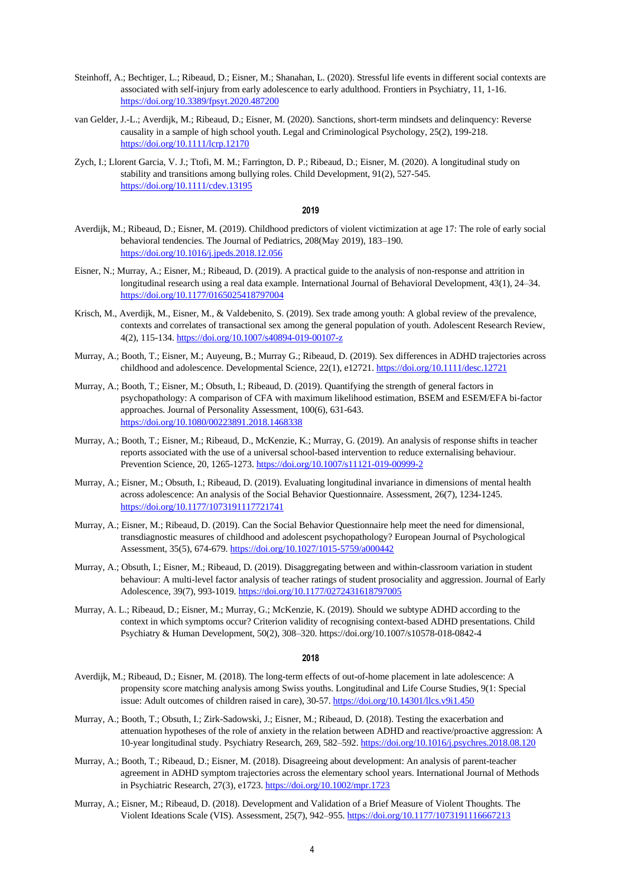Steinhoff, A.; Bechtiger, L.; Ribeaud, D.; Eisner, M.; Shanahan, L. (2020). Stressful life events in different social contexts are associated with self-injury from early adolescence to early adulthood. Frontiers in Psychiatry, 11, 1-16. https://doi.org/10.3389/fpsyt.2020.487200

van Gelder, J.-L.; Averdijk, M.; Ribeaud, D.; Eisner, M. (2020). Sanctions, short-term mindsets and delinquency: Reverse causality in a sample of high school youth. Legal and Criminological Psychology, 25(2), 199-218. https://doi.org/10.1111/lcrp.12170

Zych, I.; Llorent Garcia, V. J.; Ttofi, M. M.; Farrington, D. P.; Ribeaud, D.; Eisner, M. (2020). A longitudinal study on stability and transitions among bullying roles. Child Development, 91(2), 527-545. https://doi.org/10.1111/cdev.13195

## 2019

Averdijk, M.; Ribeaud, D.; Eisner, M. (2019). Childhood predictors of violent victimization at age 17: The role of early social behavioral tendencies. The Journal of Pediatrics, 208(May 2019), 183–190. https://doi.org/10.1016/j.jpeds.2018.12.056

Eisner, N.; Murray, A.; Eisner, M.; Ribeaud, D. (2019). A practical guide to the analysis of non-response and attrition in longitudinal research using a real data example. International Journal of Behavioral Development, 43(1), 24–34. https://doi.org/10.1177/0165025418797004

Krisch, M., Averdijk, M., Eisner, M., & Valdebenito, S. (2019). Sex trade among youth: A global review of the prevalence, contexts and correlates of transactional sex among the general population of youth. Adolescent Research Review, 4(2), 115-134. https://doi.org/10.1007/s40894-019-00107-z

Murray, A.; Booth, T.; Eisner, M.; Auyeung, B.; Murray G.; Ribeaud, D. (2019). Sex differences in ADHD trajectories across childhood and adolescence. Developmental Science, 22(1), e12721. https://doi.org/10.1111/desc.12721

Murray, A.; Booth, T.; Eisner, M.; Obsuth, I.; Ribeaud, D. (2019). Quantifying the strength of general factors in psychopathology: A comparison of CFA with maximum likelihood estimation, BSEM and ESEM/EFA bi-factor approaches. Journal of Personality Assessment, 100(6), 631-643. https://doi.org/10.1080/00223891.2018.1468338

Murray, A.; Booth, T.; Eisner, M.; Ribeaud, D., McKenzie, K.; Murray, G. (2019). An analysis of response shifts in teacher reports associated with the use of a universal school-based intervention to reduce externalising behaviour. Prevention Science, 20, 1265-1273. https://doi.org/10.1007/s11121-019-00999-2

Murray, A.; Eisner, M.; Obsuth, I.; Ribeaud, D. (2019). Evaluating longitudinal invariance in dimensions of mental health across adolescence: An analysis of the Social Behavior Questionnaire. Assessment, 26(7), 1234-1245. https://doi.org/10.1177/1073191117721741

Murray, A.; Eisner, M.; Ribeaud, D. (2019). Can the Social Behavior Questionnaire help meet the need for dimensional, transdiagnostic measures of childhood and adolescent psychopathology? European Journal of Psychological Assessment, 35(5), 674-679. https://doi.org/10.1027/1015-5759/a000442

Murray, A.; Obsuth, I.; Eisner, M.; Ribeaud, D. (2019). Disaggregating between and within-classroom variation in student behaviour: A multi-level factor analysis of teacher ratings of student prosociality and aggression. Journal of Early Adolescence, 39(7), 993-1019. https://doi.org/10.1177/0272431618797005

Murray, A. L.; Ribeaud, D.; Eisner, M.; Murray, G.; McKenzie, K. (2019). Should we subtype ADHD according to the context in which symptoms occur? Criterion validity of recognising context-based ADHD presentations. Child Psychiatry & Human Development, 50(2), 308–320. https://doi.org/10.1007/s10578-018-0842-4

## 2018

Averdijk, M.; Ribeaud, D.; Eisner, M. (2018). The long-term effects of out-of-home placement in late adolescence: A propensity score matching analysis among Swiss youths. Longitudinal and Life Course Studies, 9(1: Special issue: Adult outcomes of children raised in care), 30-57. https://doi.org/10.14301/llcs.v9i1.450

Murray, A.; Booth, T.; Obsuth, I.; Zirk-Sadowski, J.; Eisner, M.; Ribeaud, D. (2018). Testing the exacerbation and attenuation hypotheses of the role of anxiety in the relation between ADHD and reactive/proactive aggression: A 10-year longitudinal study. Psychiatry Research, 269, 582–592. https://doi.org/10.1016/j.psychres.2018.08.120

Murray, A.; Booth, T.; Ribeaud, D.; Eisner, M. (2018). Disagreeing about development: An analysis of parent-teacher agreement in ADHD symptom trajectories across the elementary school years. International Journal of Methods in Psychiatric Research, 27(3), e1723. https://doi.org/10.1002/mpr.1723

Murray, A.; Eisner, M.; Ribeaud, D. (2018). Development and Validation of a Brief Measure of Violent Thoughts. The Violent Ideations Scale (VIS). Assessment, 25(7), 942–955. https://doi.org/10.1177/1073191116667213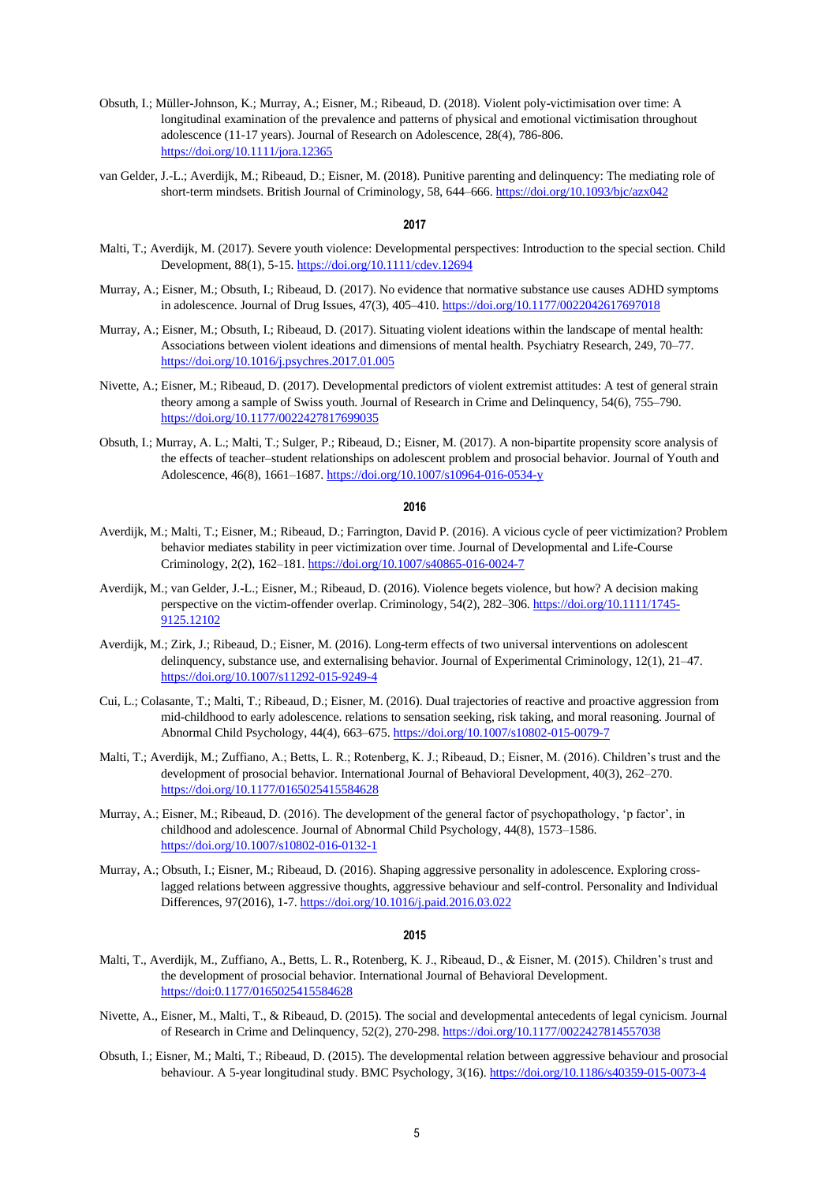Obsuth, I.; Müller-Johnson, K.; Murray, A.; Eisner, M.; Ribeaud, D. (2018). Violent poly-victimisation over time: A longitudinal examination of the prevalence and patterns of physical and emotional victimisation throughout adolescence (11-17 years). Journal of Research on Adolescence, 28(4), 786-806. https://doi.org/10.1111/jora.12365

van Gelder, J.-L.; Averdijk, M.; Ribeaud, D.; Eisner, M. (2018). Punitive parenting and delinquency: The mediating role of short-term mindsets. British Journal of Criminology, 58, 644–666. https://doi.org/10.1093/bjc/azx042

## 2017

Malti, T.; Averdijk, M. (2017). Severe youth violence: Developmental perspectives: Introduction to the special section. Child Development, 88(1), 5-15. https://doi.org/10.1111/cdev.12694

Murray, A.; Eisner, M.; Obsuth, I.; Ribeaud, D. (2017). No evidence that normative substance use causes ADHD symptoms in adolescence. Journal of Drug Issues, 47(3), 405–410. https://doi.org/10.1177/0022042617697018

Murray, A.; Eisner, M.; Obsuth, I.; Ribeaud, D. (2017). Situating violent ideations within the landscape of mental health: Associations between violent ideations and dimensions of mental health. Psychiatry Research, 249, 70–77. https://doi.org/10.1016/j.psychres.2017.01.005

Nivette, A.; Eisner, M.; Ribeaud, D. (2017). Developmental predictors of violent extremist attitudes: A test of general strain theory among a sample of Swiss youth. Journal of Research in Crime and Delinquency, 54(6), 755–790. https://doi.org/10.1177/0022427817699035

Obsuth, I.; Murray, A. L.; Malti, T.; Sulger, P.; Ribeaud, D.; Eisner, M. (2017). A non-bipartite propensity score analysis of the effects of teacher–student relationships on adolescent problem and prosocial behavior. Journal of Youth and Adolescence, 46(8), 1661–1687. https://doi.org/10.1007/s10964-016-0534-y

## 2016

Averdijk, M.; Malti, T.; Eisner, M.; Ribeaud, D.; Farrington, David P. (2016). A vicious cycle of peer victimization? Problem behavior mediates stability in peer victimization over time. Journal of Developmental and Life-Course Criminology, 2(2), 162–181. https://doi.org/10.1007/s40865-016-0024-7

Averdijk, M.; van Gelder, J.-L.; Eisner, M.; Ribeaud, D. (2016). Violence begets violence, but how? A decision making perspective on the victim-offender overlap. Criminology, 54(2), 282–306. https://doi.org/10.1111/1745-9125.12102

Averdijk, M.; Zirk, J.; Ribeaud, D.; Eisner, M. (2016). Long-term effects of two universal interventions on adolescent delinquency, substance use, and externalising behavior. Journal of Experimental Criminology, 12(1), 21–47. https://doi.org/10.1007/s11292-015-9249-4

Cui, L.; Colasante, T.; Malti, T.; Ribeaud, D.; Eisner, M. (2016). Dual trajectories of reactive and proactive aggression from mid-childhood to early adolescence. relations to sensation seeking, risk taking, and moral reasoning. Journal of Abnormal Child Psychology, 44(4), 663–675. https://doi.org/10.1007/s10802-015-0079-7

Malti, T.; Averdijk, M.; Zuffiano, A.; Betts, L. R.; Rotenberg, K. J.; Ribeaud, D.; Eisner, M. (2016). Children's trust and the development of prosocial behavior. International Journal of Behavioral Development, 40(3), 262–270. https://doi.org/10.1177/0165025415584628

Murray, A.; Eisner, M.; Ribeaud, D. (2016). The development of the general factor of psychopathology, 'p factor', in childhood and adolescence. Journal of Abnormal Child Psychology, 44(8), 1573–1586. https://doi.org/10.1007/s10802-016-0132-1

Murray, A.; Obsuth, I.; Eisner, M.; Ribeaud, D. (2016). Shaping aggressive personality in adolescence. Exploring cross-lagged relations between aggressive thoughts, aggressive behaviour and self-control. Personality and Individual Differences, 97(2016), 1-7. https://doi.org/10.1016/j.paid.2016.03.022

## 2015

Malti, T., Averdijk, M., Zuffiano, A., Betts, L. R., Rotenberg, K. J., Ribeaud, D., & Eisner, M. (2015). Children's trust and the development of prosocial behavior. International Journal of Behavioral Development. https://doi:0.1177/0165025415584628

Nivette, A., Eisner, M., Malti, T., & Ribeaud, D. (2015). The social and developmental antecedents of legal cynicism. Journal of Research in Crime and Delinquency, 52(2), 270-298. https://doi.org/10.1177/0022427814557038

Obsuth, I.; Eisner, M.; Malti, T.; Ribeaud, D. (2015). The developmental relation between aggressive behaviour and prosocial behaviour. A 5-year longitudinal study. BMC Psychology, 3(16). https://doi.org/10.1186/s40359-015-0073-4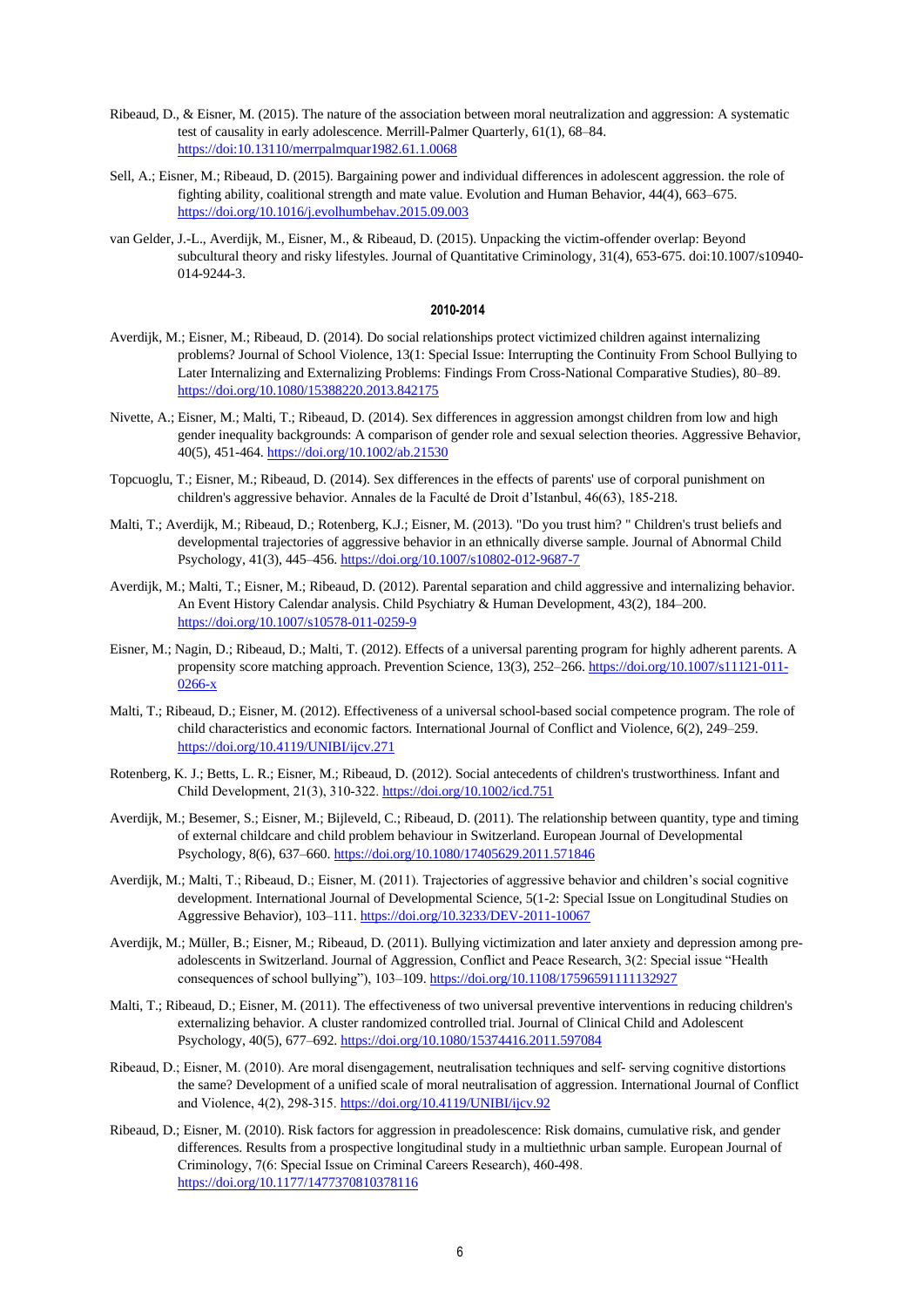Ribeaud, D., & Eisner, M. (2015). The nature of the association between moral neutralization and aggression: A systematic test of causality in early adolescence. Merrill-Palmer Quarterly, 61(1), 68–84. https://doi:10.13110/merrpalmquar1982.61.1.0068

Sell, A.; Eisner, M.; Ribeaud, D. (2015). Bargaining power and individual differences in adolescent aggression. the role of fighting ability, coalitional strength and mate value. Evolution and Human Behavior, 44(4), 663–675. https://doi.org/10.1016/j.evolhumbehav.2015.09.003

van Gelder, J.-L., Averdijk, M., Eisner, M., & Ribeaud, D. (2015). Unpacking the victim-offender overlap: Beyond subcultural theory and risky lifestyles. Journal of Quantitative Criminology, 31(4), 653-675. doi:10.1007/s10940-014-9244-3.

**2010-2014**

Averdijk, M.; Eisner, M.; Ribeaud, D. (2014). Do social relationships protect victimized children against internalizing problems? Journal of School Violence, 13(1: Special Issue: Interrupting the Continuity From School Bullying to Later Internalizing and Externalizing Problems: Findings From Cross-National Comparative Studies), 80–89. https://doi.org/10.1080/15388220.2013.842175

Nivette, A.; Eisner, M.; Malti, T.; Ribeaud, D. (2014). Sex differences in aggression amongst children from low and high gender inequality backgrounds: A comparison of gender role and sexual selection theories. Aggressive Behavior, 40(5), 451-464. https://doi.org/10.1002/ab.21530

Topcuoglu, T.; Eisner, M.; Ribeaud, D. (2014). Sex differences in the effects of parents' use of corporal punishment on children's aggressive behavior. Annales de la Faculté de Droit d'Istanbul, 46(63), 185-218.

Malti, T.; Averdijk, M.; Ribeaud, D.; Rotenberg, K.J.; Eisner, M. (2013). "Do you trust him? " Children's trust beliefs and developmental trajectories of aggressive behavior in an ethnically diverse sample. Journal of Abnormal Child Psychology, 41(3), 445–456. https://doi.org/10.1007/s10802-012-9687-7

Averdijk, M.; Malti, T.; Eisner, M.; Ribeaud, D. (2012). Parental separation and child aggressive and internalizing behavior. An Event History Calendar analysis. Child Psychiatry & Human Development, 43(2), 184–200. https://doi.org/10.1007/s10578-011-0259-9

Eisner, M.; Nagin, D.; Ribeaud, D.; Malti, T. (2012). Effects of a universal parenting program for highly adherent parents. A propensity score matching approach. Prevention Science, 13(3), 252–266. https://doi.org/10.1007/s11121-011-0266-x

Malti, T.; Ribeaud, D.; Eisner, M. (2012). Effectiveness of a universal school-based social competence program. The role of child characteristics and economic factors. International Journal of Conflict and Violence, 6(2), 249–259. https://doi.org/10.4119/UNIBI/ijcv.271

Rotenberg, K. J.; Betts, L. R.; Eisner, M.; Ribeaud, D. (2012). Social antecedents of children's trustworthiness. Infant and Child Development, 21(3), 310-322. https://doi.org/10.1002/icd.751

Averdijk, M.; Besemer, S.; Eisner, M.; Bijleveld, C.; Ribeaud, D. (2011). The relationship between quantity, type and timing of external childcare and child problem behaviour in Switzerland. European Journal of Developmental Psychology, 8(6), 637–660. https://doi.org/10.1080/17405629.2011.571846

Averdijk, M.; Malti, T.; Ribeaud, D.; Eisner, M. (2011). Trajectories of aggressive behavior and children's social cognitive development. International Journal of Developmental Science, 5(1-2: Special Issue on Longitudinal Studies on Aggressive Behavior), 103–111. https://doi.org/10.3233/DEV-2011-10067

Averdijk, M.; Müller, B.; Eisner, M.; Ribeaud, D. (2011). Bullying victimization and later anxiety and depression among pre-adolescents in Switzerland. Journal of Aggression, Conflict and Peace Research, 3(2: Special issue "Health consequences of school bullying"), 103–109. https://doi.org/10.1108/17596591111132927

Malti, T.; Ribeaud, D.; Eisner, M. (2011). The effectiveness of two universal preventive interventions in reducing children's externalizing behavior. A cluster randomized controlled trial. Journal of Clinical Child and Adolescent Psychology, 40(5), 677–692. https://doi.org/10.1080/15374416.2011.597084

Ribeaud, D.; Eisner, M. (2010). Are moral disengagement, neutralisation techniques and self- serving cognitive distortions the same? Development of a unified scale of moral neutralisation of aggression. International Journal of Conflict and Violence, 4(2), 298-315. https://doi.org/10.4119/UNIBI/ijcv.92

Ribeaud, D.; Eisner, M. (2010). Risk factors for aggression in preadolescence: Risk domains, cumulative risk, and gender differences. Results from a prospective longitudinal study in a multiethnic urban sample. European Journal of Criminology, 7(6: Special Issue on Criminal Careers Research), 460-498. https://doi.org/10.1177/1477370810378116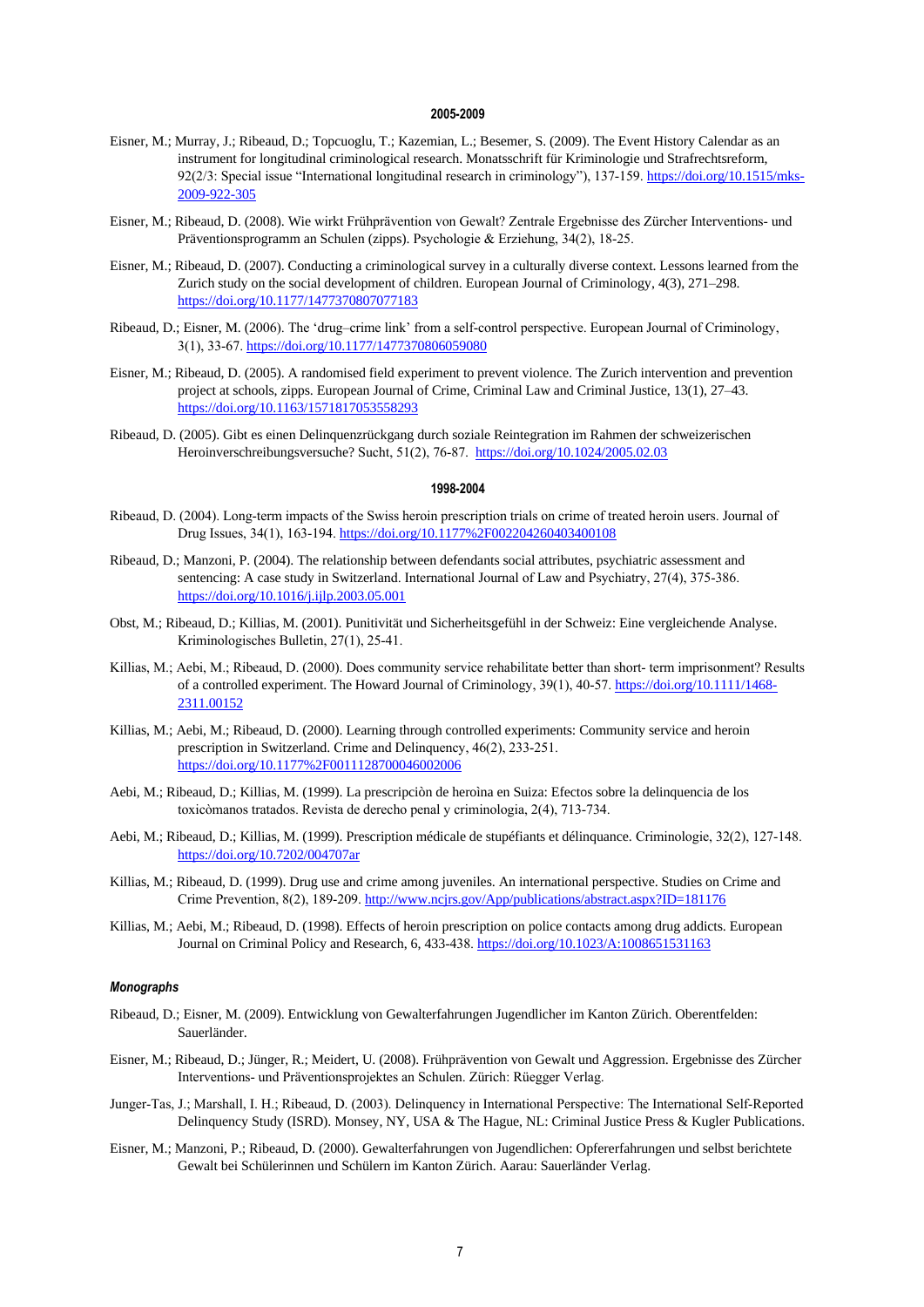**2005-2009**

Eisner, M.; Murray, J.; Ribeaud, D.; Topcuoglu, T.; Kazemian, L.; Besemer, S. (2009). The Event History Calendar as an instrument for longitudinal criminological research. Monatsschrift für Kriminologie und Strafrechtsreform, 92(2/3: Special issue "International longitudinal research in criminology"), 137-159. https://doi.org/10.1515/mks-2009-922-305

Eisner, M.; Ribeaud, D. (2008). Wie wirkt Frühprävention von Gewalt? Zentrale Ergebnisse des Zürcher Interventions- und Präventionsprogramm an Schulen (zipps). Psychologie & Erziehung, 34(2), 18-25.

Eisner, M.; Ribeaud, D. (2007). Conducting a criminological survey in a culturally diverse context. Lessons learned from the Zurich study on the social development of children. European Journal of Criminology, 4(3), 271–298. https://doi.org/10.1177/1477370807077183

Ribeaud, D.; Eisner, M. (2006). The 'drug–crime link' from a self-control perspective. European Journal of Criminology, 3(1), 33-67. https://doi.org/10.1177/1477370806059080

Eisner, M.; Ribeaud, D. (2005). A randomised field experiment to prevent violence. The Zurich intervention and prevention project at schools, zipps. European Journal of Crime, Criminal Law and Criminal Justice, 13(1), 27–43. https://doi.org/10.1163/1571817053558293

Ribeaud, D. (2005). Gibt es einen Delinquenzrückgang durch soziale Reintegration im Rahmen der schweizerischen Heroinverschreibungsversuche? Sucht, 51(2), 76-87. https://doi.org/10.1024/2005.02.03

**1998-2004**

Ribeaud, D. (2004). Long-term impacts of the Swiss heroin prescription trials on crime of treated heroin users. Journal of Drug Issues, 34(1), 163-194. https://doi.org/10.1177%2F002204260403400108

Ribeaud, D.; Manzoni, P. (2004). The relationship between defendants social attributes, psychiatric assessment and sentencing: A case study in Switzerland. International Journal of Law and Psychiatry, 27(4), 375-386. https://doi.org/10.1016/j.ijlp.2003.05.001

Obst, M.; Ribeaud, D.; Killias, M. (2001). Punitivität und Sicherheitsgefühl in der Schweiz: Eine vergleichende Analyse. Kriminologisches Bulletin, 27(1), 25-41.

Killias, M.; Aebi, M.; Ribeaud, D. (2000). Does community service rehabilitate better than short- term imprisonment? Results of a controlled experiment. The Howard Journal of Criminology, 39(1), 40-57. https://doi.org/10.1111/1468-2311.00152

Killias, M.; Aebi, M.; Ribeaud, D. (2000). Learning through controlled experiments: Community service and heroin prescription in Switzerland. Crime and Delinquency, 46(2), 233-251. https://doi.org/10.1177%2F0011128700046002006

Aebi, M.; Ribeaud, D.; Killias, M. (1999). La prescripciòn de heroìna en Suiza: Efectos sobre la delinquencia de los toxicòmanos tratados. Revista de derecho penal y criminologia, 2(4), 713-734.

Aebi, M.; Ribeaud, D.; Killias, M. (1999). Prescription médicale de stupéfiants et délinquance. Criminologie, 32(2), 127-148. https://doi.org/10.7202/004707ar

Killias, M.; Ribeaud, D. (1999). Drug use and crime among juveniles. An international perspective. Studies on Crime and Crime Prevention, 8(2), 189-209. http://www.ncjrs.gov/App/publications/abstract.aspx?ID=181176

Killias, M.; Aebi, M.; Ribeaud, D. (1998). Effects of heroin prescription on police contacts among drug addicts. European Journal on Criminal Policy and Research, 6, 433-438. https://doi.org/10.1023/A:1008651531163

***Monographs***

Ribeaud, D.; Eisner, M. (2009). Entwicklung von Gewalterfahrungen Jugendlicher im Kanton Zürich. Oberentfelden: Sauerländer.

Eisner, M.; Ribeaud, D.; Jünger, R.; Meidert, U. (2008). Frühprävention von Gewalt und Aggression. Ergebnisse des Zürcher Interventions- und Präventionsprojektes an Schulen. Zürich: Rüegger Verlag.

Junger-Tas, J.; Marshall, I. H.; Ribeaud, D. (2003). Delinquency in International Perspective: The International Self-Reported Delinquency Study (ISRD). Monsey, NY, USA & The Hague, NL: Criminal Justice Press & Kugler Publications.

Eisner, M.; Manzoni, P.; Ribeaud, D. (2000). Gewalterfahrungen von Jugendlichen: Opfererfahrungen und selbst berichtete Gewalt bei Schülerinnen und Schülern im Kanton Zürich. Aarau: Sauerländer Verlag.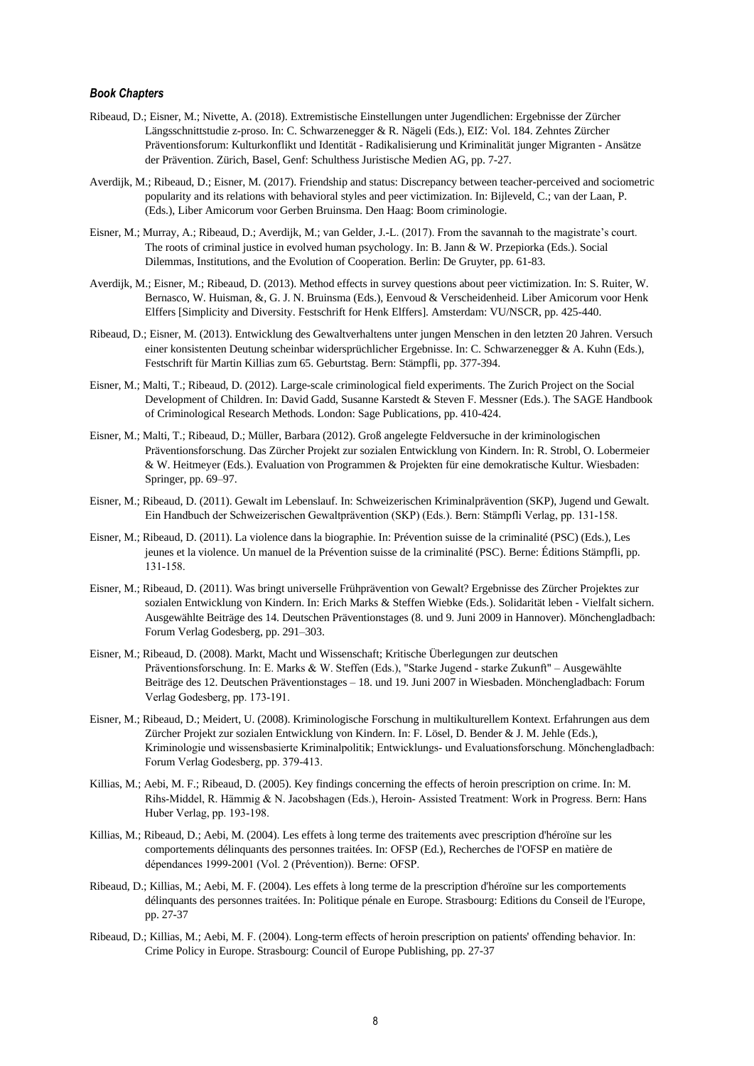***Book Chapters***

Ribeaud, D.; Eisner, M.; Nivette, A. (2018). Extremistische Einstellungen unter Jugendlichen: Ergebnisse der Zürcher Längsschnittstudie z-proso. In: C. Schwarzenegger & R. Nägeli (Eds.), EIZ: Vol. 184. Zehntes Zürcher Präventionsforum: Kulturkonflikt und Identität - Radikalisierung und Kriminalität junger Migranten - Ansätze der Prävention. Zürich, Basel, Genf: Schulthess Juristische Medien AG, pp. 7-27.

Averdijk, M.; Ribeaud, D.; Eisner, M. (2017). Friendship and status: Discrepancy between teacher-perceived and sociometric popularity and its relations with behavioral styles and peer victimization. In: Bijleveld, C.; van der Laan, P. (Eds.), Liber Amicorum voor Gerben Bruinsma. Den Haag: Boom criminologie.

Eisner, M.; Murray, A.; Ribeaud, D.; Averdijk, M.; van Gelder, J.-L. (2017). From the savannah to the magistrate's court. The roots of criminal justice in evolved human psychology. In: B. Jann & W. Przepiorka (Eds.). Social Dilemmas, Institutions, and the Evolution of Cooperation. Berlin: De Gruyter, pp. 61-83.

Averdijk, M.; Eisner, M.; Ribeaud, D. (2013). Method effects in survey questions about peer victimization. In: S. Ruiter, W. Bernasco, W. Huisman, &, G. J. N. Bruinsma (Eds.), Eenvoud & Verscheidenheid. Liber Amicorum voor Henk Elffers [Simplicity and Diversity. Festschrift for Henk Elffers]. Amsterdam: VU/NSCR, pp. 425-440.

Ribeaud, D.; Eisner, M. (2013). Entwicklung des Gewaltverhaltens unter jungen Menschen in den letzten 20 Jahren. Versuch einer konsistenten Deutung scheinbar widersprüchlicher Ergebnisse. In: C. Schwarzenegger & A. Kuhn (Eds.), Festschrift für Martin Killias zum 65. Geburtstag. Bern: Stämpfli, pp. 377-394.

Eisner, M.; Malti, T.; Ribeaud, D. (2012). Large-scale criminological field experiments. The Zurich Project on the Social Development of Children. In: David Gadd, Susanne Karstedt & Steven F. Messner (Eds.). The SAGE Handbook of Criminological Research Methods. London: Sage Publications, pp. 410-424.

Eisner, M.; Malti, T.; Ribeaud, D.; Müller, Barbara (2012). Groß angelegte Feldversuche in der kriminologischen Präventionsforschung. Das Zürcher Projekt zur sozialen Entwicklung von Kindern. In: R. Strobl, O. Lobermeier & W. Heitmeyer (Eds.). Evaluation von Programmen & Projekten für eine demokratische Kultur. Wiesbaden: Springer, pp. 69–97.

Eisner, M.; Ribeaud, D. (2011). Gewalt im Lebenslauf. In: Schweizerischen Kriminalprävention (SKP), Jugend und Gewalt. Ein Handbuch der Schweizerischen Gewaltprävention (SKP) (Eds.). Bern: Stämpfli Verlag, pp. 131-158.

Eisner, M.; Ribeaud, D. (2011). La violence dans la biographie. In: Prévention suisse de la criminalité (PSC) (Eds.), Les jeunes et la violence. Un manuel de la Prévention suisse de la criminalité (PSC). Berne: Éditions Stämpfli, pp. 131-158.

Eisner, M.; Ribeaud, D. (2011). Was bringt universelle Frühprävention von Gewalt? Ergebnisse des Zürcher Projektes zur sozialen Entwicklung von Kindern. In: Erich Marks & Steffen Wiebke (Eds.). Solidarität leben - Vielfalt sichern. Ausgewählte Beiträge des 14. Deutschen Präventionstages (8. und 9. Juni 2009 in Hannover). Mönchengladbach: Forum Verlag Godesberg, pp. 291–303.

Eisner, M.; Ribeaud, D. (2008). Markt, Macht und Wissenschaft; Kritische Überlegungen zur deutschen Präventionsforschung. In: E. Marks & W. Steffen (Eds.), "Starke Jugend - starke Zukunft" – Ausgewählte Beiträge des 12. Deutschen Präventionstages – 18. und 19. Juni 2007 in Wiesbaden. Mönchengladbach: Forum Verlag Godesberg, pp. 173-191.

Eisner, M.; Ribeaud, D.; Meidert, U. (2008). Kriminologische Forschung in multikulturellem Kontext. Erfahrungen aus dem Zürcher Projekt zur sozialen Entwicklung von Kindern. In: F. Lösel, D. Bender & J. M. Jehle (Eds.), Kriminologie und wissensbasierte Kriminalpolitik; Entwicklungs- und Evaluationsforschung. Mönchengladbach: Forum Verlag Godesberg, pp. 379-413.

Killias, M.; Aebi, M. F.; Ribeaud, D. (2005). Key findings concerning the effects of heroin prescription on crime. In: M. Rihs-Middel, R. Hämmig & N. Jacobshagen (Eds.), Heroin- Assisted Treatment: Work in Progress. Bern: Hans Huber Verlag, pp. 193-198.

Killias, M.; Ribeaud, D.; Aebi, M. (2004). Les effets à long terme des traitements avec prescription d'héroïne sur les comportements délinquants des personnes traitées. In: OFSP (Ed.), Recherches de l'OFSP en matière de dépendances 1999-2001 (Vol. 2 (Prévention)). Berne: OFSP.

Ribeaud, D.; Killias, M.; Aebi, M. F. (2004). Les effets à long terme de la prescription d'héroïne sur les comportements délinquants des personnes traitées. In: Politique pénale en Europe. Strasbourg: Editions du Conseil de l'Europe, pp. 27-37

Ribeaud, D.; Killias, M.; Aebi, M. F. (2004). Long-term effects of heroin prescription on patients' offending behavior. In: Crime Policy in Europe. Strasbourg: Council of Europe Publishing, pp. 27-37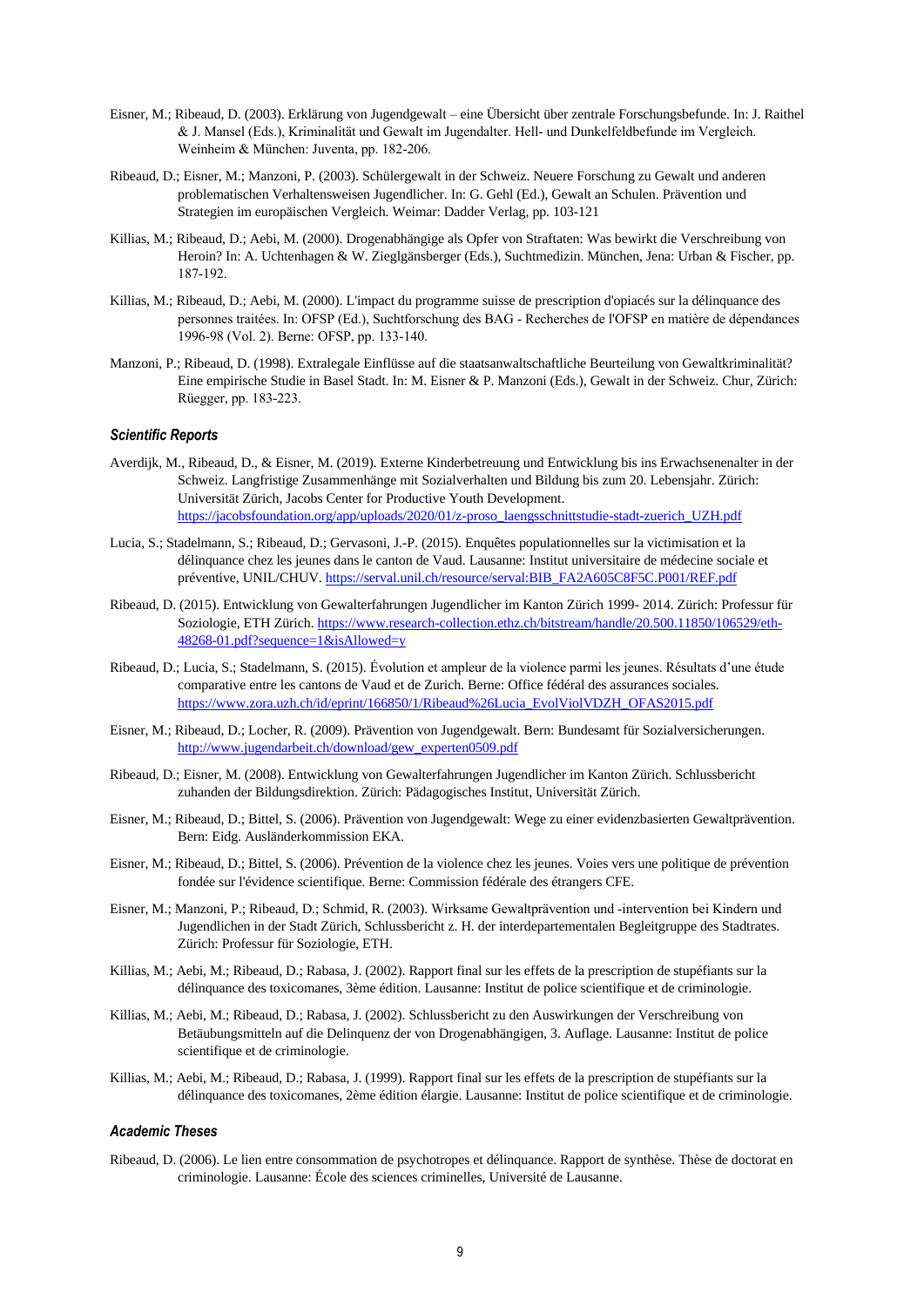Eisner, M.; Ribeaud, D. (2003). Erklärung von Jugendgewalt – eine Übersicht über zentrale Forschungsbefunde. In: J. Raithel & J. Mansel (Eds.), Kriminalität und Gewalt im Jugendalter. Hell- und Dunkelfeldbefunde im Vergleich. Weinheim & München: Juventa, pp. 182-206.

Ribeaud, D.; Eisner, M.; Manzoni, P. (2003). Schülergewalt in der Schweiz. Neuere Forschung zu Gewalt und anderen problematischen Verhaltensweisen Jugendlicher. In: G. Gehl (Ed.), Gewalt an Schulen. Prävention und Strategien im europäischen Vergleich. Weimar: Dadder Verlag, pp. 103-121

Killias, M.; Ribeaud, D.; Aebi, M. (2000). Drogenabhängige als Opfer von Straftaten: Was bewirkt die Verschreibung von Heroin? In: A. Uchtenhagen & W. Zieglgänsberger (Eds.), Suchtmedizin. München, Jena: Urban & Fischer, pp. 187-192.

Killias, M.; Ribeaud, D.; Aebi, M. (2000). L'impact du programme suisse de prescription d'opiacés sur la délinquance des personnes traitées. In: OFSP (Ed.), Suchtforschung des BAG - Recherches de l'OFSP en matière de dépendances 1996-98 (Vol. 2). Berne: OFSP, pp. 133-140.

Manzoni, P.; Ribeaud, D. (1998). Extralegale Einflüsse auf die staatsanwaltschaftliche Beurteilung von Gewaltkriminalität? Eine empirische Studie in Basel Stadt. In: M. Eisner & P. Manzoni (Eds.), Gewalt in der Schweiz. Chur, Zürich: Rüegger, pp. 183-223.

### *Scientific Reports*

Averdijk, M., Ribeaud, D., & Eisner, M. (2019). Externe Kinderbetreuung und Entwicklung bis ins Erwachsenenalter in der Schweiz. Langfristige Zusammenhänge mit Sozialverhalten und Bildung bis zum 20. Lebensjahr. Zürich: Universität Zürich, Jacobs Center for Productive Youth Development. https://jacobsfoundation.org/app/uploads/2020/01/z-proso_laengsschnittstudie-stadt-zuerich_UZH.pdf

Lucia, S.; Stadelmann, S.; Ribeaud, D.; Gervasoni, J.-P. (2015). Enquêtes populationnelles sur la victimisation et la délinquance chez les jeunes dans le canton de Vaud. Lausanne: Institut universitaire de médecine sociale et préventive, UNIL/CHUV. https://serval.unil.ch/resource/serval:BIB_FA2A605C8F5C.P001/REF.pdf

Ribeaud, D. (2015). Entwicklung von Gewalterfahrungen Jugendlicher im Kanton Zürich 1999- 2014. Zürich: Professur für Soziologie, ETH Zürich. https://www.research-collection.ethz.ch/bitstream/handle/20.500.11850/106529/eth-48268-01.pdf?sequence=1&isAllowed=y

Ribeaud, D.; Lucia, S.; Stadelmann, S. (2015). Évolution et ampleur de la violence parmi les jeunes. Résultats d'une étude comparative entre les cantons de Vaud et de Zurich. Berne: Office fédéral des assurances sociales. https://www.zora.uzh.ch/id/eprint/166850/1/Ribeaud%26Lucia_EvolViolVDZH_OFAS2015.pdf

Eisner, M.; Ribeaud, D.; Locher, R. (2009). Prävention von Jugendgewalt. Bern: Bundesamt für Sozialversicherungen. http://www.jugendarbeit.ch/download/gew_experten0509.pdf

Ribeaud, D.; Eisner, M. (2008). Entwicklung von Gewalterfahrungen Jugendlicher im Kanton Zürich. Schlussbericht zuhanden der Bildungsdirektion. Zürich: Pädagogisches Institut, Universität Zürich.

Eisner, M.; Ribeaud, D.; Bittel, S. (2006). Prävention von Jugendgewalt: Wege zu einer evidenzbasierten Gewaltprävention. Bern: Eidg. Ausländerkommission EKA.

Eisner, M.; Ribeaud, D.; Bittel, S. (2006). Prévention de la violence chez les jeunes. Voies vers une politique de prévention fondée sur l'évidence scientifique. Berne: Commission fédérale des étrangers CFE.

Eisner, M.; Manzoni, P.; Ribeaud, D.; Schmid, R. (2003). Wirksame Gewaltprävention und -intervention bei Kindern und Jugendlichen in der Stadt Zürich, Schlussbericht z. H. der interdepartementalen Begleitgruppe des Stadtrates. Zürich: Professur für Soziologie, ETH.

Killias, M.; Aebi, M.; Ribeaud, D.; Rabasa, J. (2002). Rapport final sur les effets de la prescription de stupéfiants sur la délinquance des toxicomanes, 3ème édition. Lausanne: Institut de police scientifique et de criminologie.

Killias, M.; Aebi, M.; Ribeaud, D.; Rabasa, J. (2002). Schlussbericht zu den Auswirkungen der Verschreibung von Betäubungsmitteln auf die Delinquenz der von Drogenabhängigen, 3. Auflage. Lausanne: Institut de police scientifique et de criminologie.

Killias, M.; Aebi, M.; Ribeaud, D.; Rabasa, J. (1999). Rapport final sur les effets de la prescription de stupéfiants sur la délinquance des toxicomanes, 2ème édition élargie. Lausanne: Institut de police scientifique et de criminologie.

### *Academic Theses*

Ribeaud, D. (2006). Le lien entre consommation de psychotropes et délinquance. Rapport de synthèse. Thèse de doctorat en criminologie. Lausanne: École des sciences criminelles, Université de Lausanne.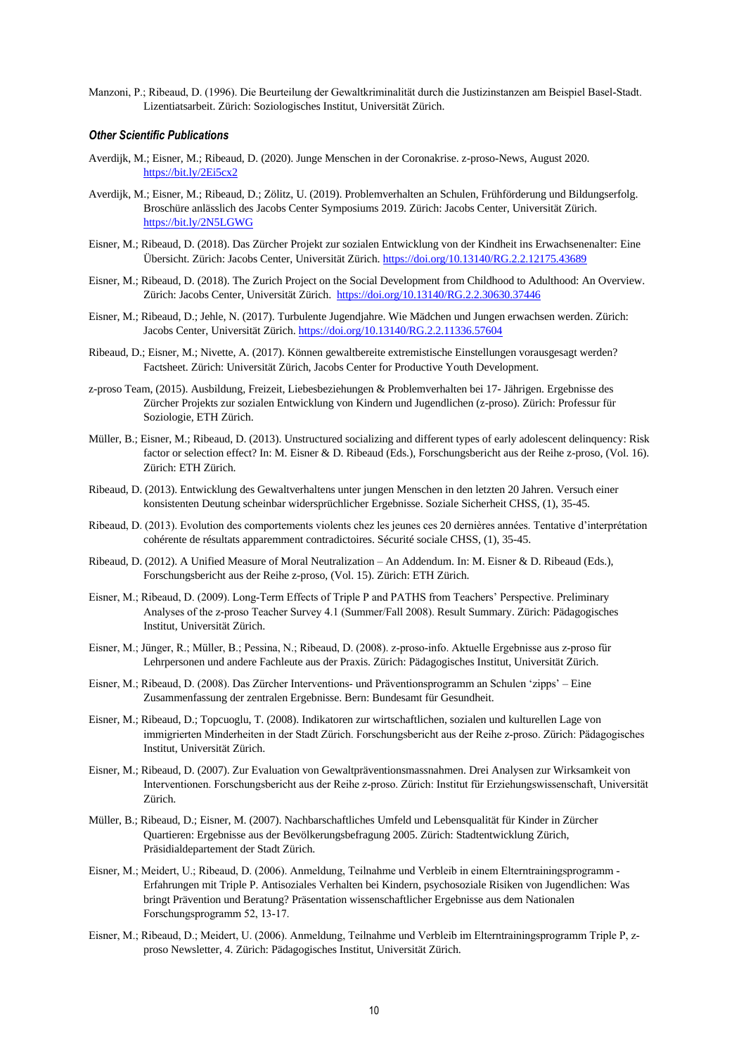Manzoni, P.; Ribeaud, D. (1996). Die Beurteilung der Gewaltkriminalität durch die Justizinstanzen am Beispiel Basel-Stadt. Lizentiatsarbeit. Zürich: Soziologisches Institut, Universität Zürich.

### *Other Scientific Publications*

Averdijk, M.; Eisner, M.; Ribeaud, D. (2020). Junge Menschen in der Coronakrise. z-proso-News, August 2020. https://bit.ly/2Ei5cx2

Averdijk, M.; Eisner, M.; Ribeaud, D.; Zölitz, U. (2019). Problemverhalten an Schulen, Frühförderung und Bildungserfolg. Broschüre anlässlich des Jacobs Center Symposiums 2019. Zürich: Jacobs Center, Universität Zürich. https://bit.ly/2N5LGWG

Eisner, M.; Ribeaud, D. (2018). Das Zürcher Projekt zur sozialen Entwicklung von der Kindheit ins Erwachsenenalter: Eine Übersicht. Zürich: Jacobs Center, Universität Zürich. https://doi.org/10.13140/RG.2.2.12175.43689

Eisner, M.; Ribeaud, D. (2018). The Zurich Project on the Social Development from Childhood to Adulthood: An Overview. Zürich: Jacobs Center, Universität Zürich. https://doi.org/10.13140/RG.2.2.30630.37446

Eisner, M.; Ribeaud, D.; Jehle, N. (2017). Turbulente Jugendjahre. Wie Mädchen und Jungen erwachsen werden. Zürich: Jacobs Center, Universität Zürich. https://doi.org/10.13140/RG.2.2.11336.57604

Ribeaud, D.; Eisner, M.; Nivette, A. (2017). Können gewaltbereite extremistische Einstellungen vorausgesagt werden? Factsheet. Zürich: Universität Zürich, Jacobs Center for Productive Youth Development.

z-proso Team, (2015). Ausbildung, Freizeit, Liebesbeziehungen & Problemverhalten bei 17- Jährigen. Ergebnisse des Zürcher Projekts zur sozialen Entwicklung von Kindern und Jugendlichen (z-proso). Zürich: Professur für Soziologie, ETH Zürich.

Müller, B.; Eisner, M.; Ribeaud, D. (2013). Unstructured socializing and different types of early adolescent delinquency: Risk factor or selection effect? In: M. Eisner & D. Ribeaud (Eds.), Forschungsbericht aus der Reihe z-proso, (Vol. 16). Zürich: ETH Zürich.

Ribeaud, D. (2013). Entwicklung des Gewaltverhaltens unter jungen Menschen in den letzten 20 Jahren. Versuch einer konsistenten Deutung scheinbar widersprüchlicher Ergebnisse. Soziale Sicherheit CHSS, (1), 35-45.

Ribeaud, D. (2013). Evolution des comportements violents chez les jeunes ces 20 dernières années. Tentative d'interprétation cohérente de résultats apparemment contradictoires. Sécurité sociale CHSS, (1), 35-45.

Ribeaud, D. (2012). A Unified Measure of Moral Neutralization – An Addendum. In: M. Eisner & D. Ribeaud (Eds.), Forschungsbericht aus der Reihe z-proso, (Vol. 15). Zürich: ETH Zürich.

Eisner, M.; Ribeaud, D. (2009). Long-Term Effects of Triple P and PATHS from Teachers' Perspective. Preliminary Analyses of the z-proso Teacher Survey 4.1 (Summer/Fall 2008). Result Summary. Zürich: Pädagogisches Institut, Universität Zürich.

Eisner, M.; Jünger, R.; Müller, B.; Pessina, N.; Ribeaud, D. (2008). z-proso-info. Aktuelle Ergebnisse aus z-proso für Lehrpersonen und andere Fachleute aus der Praxis. Zürich: Pädagogisches Institut, Universität Zürich.

Eisner, M.; Ribeaud, D. (2008). Das Zürcher Interventions- und Präventionsprogramm an Schulen 'zipps' – Eine Zusammenfassung der zentralen Ergebnisse. Bern: Bundesamt für Gesundheit.

Eisner, M.; Ribeaud, D.; Topcuoglu, T. (2008). Indikatoren zur wirtschaftlichen, sozialen und kulturellen Lage von immigrierten Minderheiten in der Stadt Zürich. Forschungsbericht aus der Reihe z-proso. Zürich: Pädagogisches Institut, Universität Zürich.

Eisner, M.; Ribeaud, D. (2007). Zur Evaluation von Gewaltpräventionsmassnahmen. Drei Analysen zur Wirksamkeit von Interventionen. Forschungsbericht aus der Reihe z-proso. Zürich: Institut für Erziehungswissenschaft, Universität Zürich.

Müller, B.; Ribeaud, D.; Eisner, M. (2007). Nachbarschaftliches Umfeld und Lebensqualität für Kinder in Zürcher Quartieren: Ergebnisse aus der Bevölkerungsbefragung 2005. Zürich: Stadtentwicklung Zürich, Präsidialdepartement der Stadt Zürich.

Eisner, M.; Meidert, U.; Ribeaud, D. (2006). Anmeldung, Teilnahme und Verbleib in einem Elterntrainingsprogramm - Erfahrungen mit Triple P. Antisoziales Verhalten bei Kindern, psychosoziale Risiken von Jugendlichen: Was bringt Prävention und Beratung? Präsentation wissenschaftlicher Ergebnisse aus dem Nationalen Forschungsprogramm 52, 13-17.

Eisner, M.; Ribeaud, D.; Meidert, U. (2006). Anmeldung, Teilnahme und Verbleib im Elterntrainingsprogramm Triple P, z-proso Newsletter, 4. Zürich: Pädagogisches Institut, Universität Zürich.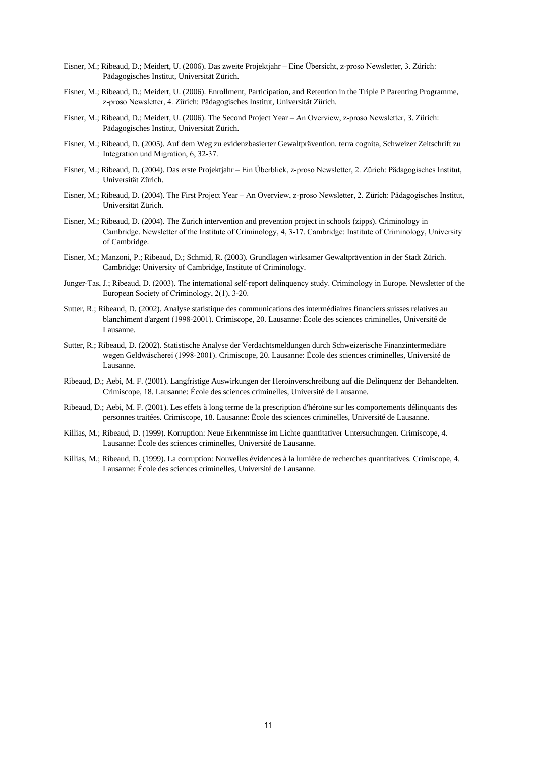Eisner, M.; Ribeaud, D.; Meidert, U. (2006). Das zweite Projektjahr – Eine Übersicht, z-proso Newsletter, 3. Zürich: Pädagogisches Institut, Universität Zürich.

Eisner, M.; Ribeaud, D.; Meidert, U. (2006). Enrollment, Participation, and Retention in the Triple P Parenting Programme, z-proso Newsletter, 4. Zürich: Pädagogisches Institut, Universität Zürich.

Eisner, M.; Ribeaud, D.; Meidert, U. (2006). The Second Project Year – An Overview, z-proso Newsletter, 3. Zürich: Pädagogisches Institut, Universität Zürich.

Eisner, M.; Ribeaud, D. (2005). Auf dem Weg zu evidenzbasierter Gewaltprävention. terra cognita, Schweizer Zeitschrift zu Integration und Migration, 6, 32-37.

Eisner, M.; Ribeaud, D. (2004). Das erste Projektjahr – Ein Überblick, z-proso Newsletter, 2. Zürich: Pädagogisches Institut, Universität Zürich.

Eisner, M.; Ribeaud, D. (2004). The First Project Year – An Overview, z-proso Newsletter, 2. Zürich: Pädagogisches Institut, Universität Zürich.

Eisner, M.; Ribeaud, D. (2004). The Zurich intervention and prevention project in schools (zipps). Criminology in Cambridge. Newsletter of the Institute of Criminology, 4, 3-17. Cambridge: Institute of Criminology, University of Cambridge.

Eisner, M.; Manzoni, P.; Ribeaud, D.; Schmid, R. (2003). Grundlagen wirksamer Gewaltprävention in der Stadt Zürich. Cambridge: University of Cambridge, Institute of Criminology.

Junger-Tas, J.; Ribeaud, D. (2003). The international self-report delinquency study. Criminology in Europe. Newsletter of the European Society of Criminology, 2(1), 3-20.

Sutter, R.; Ribeaud, D. (2002). Analyse statistique des communications des intermédiaires financiers suisses relatives au blanchiment d'argent (1998-2001). Crimiscope, 20. Lausanne: École des sciences criminelles, Université de Lausanne.

Sutter, R.; Ribeaud, D. (2002). Statistische Analyse der Verdachtsmeldungen durch Schweizerische Finanzintermediäre wegen Geldwäscherei (1998-2001). Crimiscope, 20. Lausanne: École des sciences criminelles, Université de Lausanne.

Ribeaud, D.; Aebi, M. F. (2001). Langfristige Auswirkungen der Heroinverschreibung auf die Delinquenz der Behandelten. Crimiscope, 18. Lausanne: École des sciences criminelles, Université de Lausanne.

Ribeaud, D.; Aebi, M. F. (2001). Les effets à long terme de la prescription d'héroïne sur les comportements délinquants des personnes traitées. Crimiscope, 18. Lausanne: École des sciences criminelles, Université de Lausanne.

Killias, M.; Ribeaud, D. (1999). Korruption: Neue Erkenntnisse im Lichte quantitativer Untersuchungen. Crimiscope, 4. Lausanne: École des sciences criminelles, Université de Lausanne.

Killias, M.; Ribeaud, D. (1999). La corruption: Nouvelles évidences à la lumière de recherches quantitatives. Crimiscope, 4. Lausanne: École des sciences criminelles, Université de Lausanne.